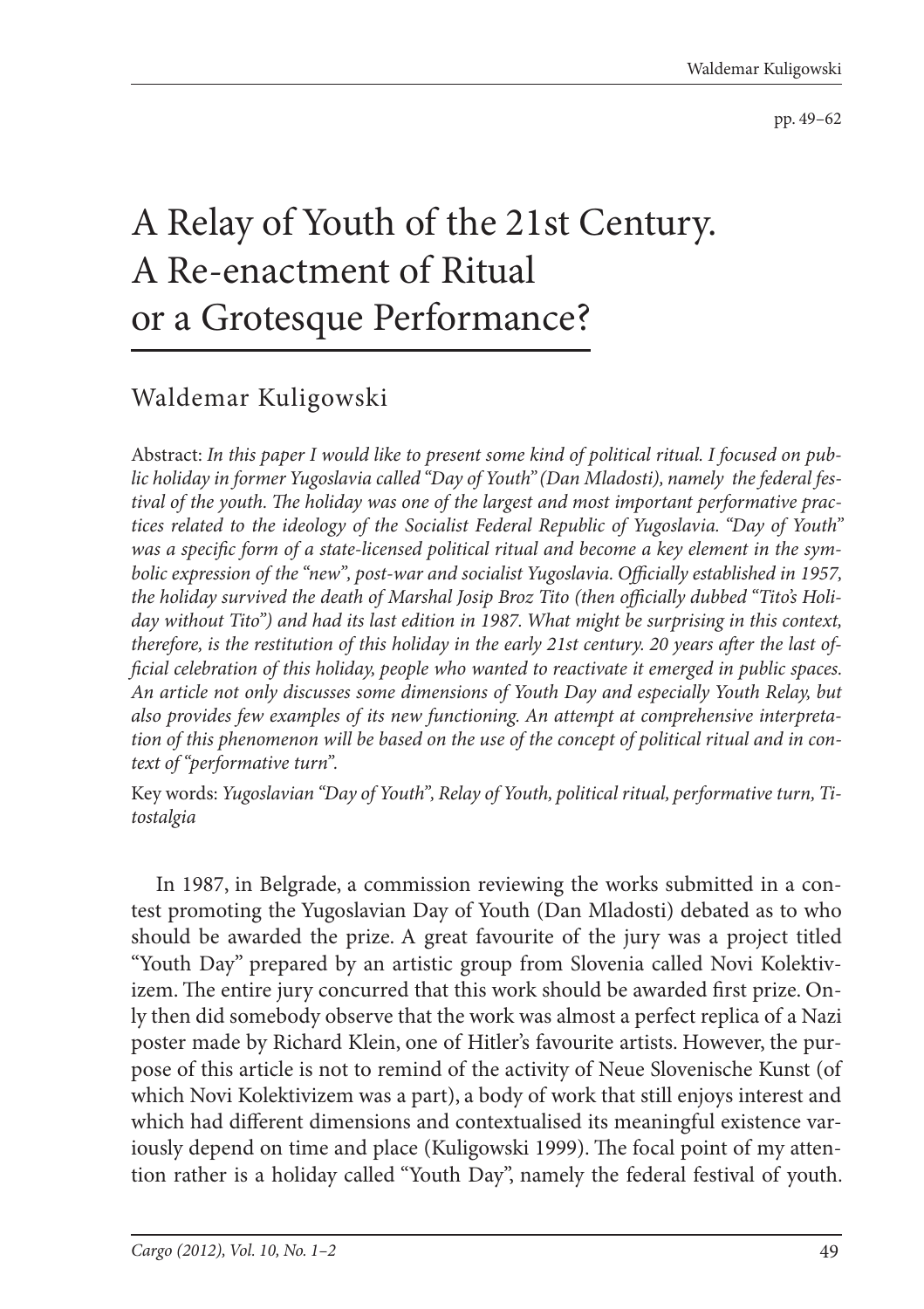# A Relay of Youth of the 21st Century. A Re-enactment of Ritual or a Grotesque Performance?

Waldemar Kuligowski

Abstract: *In this paper I would like to present some kind of political ritual. I focused on public holiday in former Yugoslavia called "Day of Youth" (Dan Mladosti), namely the federal festival of the youth. The holiday was one of the largest and most important performative practices related to the ideology of the Socialist Federal Republic of Yugoslavia. "Day of Youth" was a specific form of a state-licensed political ritual and become a key element in the symbolic expression of the "new", post-war and socialist Yugoslavia. Officially established in 1957, the holiday survived the death of Marshal Josip Broz Tito (then officially dubbed "Tito's Holiday without Tito") and had its last edition in 1987. What might be surprising in this context, therefore, is the restitution of this holiday in the early 21st century. 20 years after the last official celebration of this holiday, people who wanted to reactivate it emerged in public spaces. An article not only discusses some dimensions of Youth Day and especially Youth Relay, but also provides few examples of its new functioning. An attempt at comprehensive interpretation of this phenomenon will be based on the use of the concept of political ritual and in context of "performative turn".*

Key words: *Yugoslavian "Day of Youth", Relay of Youth, political ritual, performative turn, Titostalgia*

In 1987, in Belgrade, a commission reviewing the works submitted in a contest promoting the Yugoslavian Day of Youth (Dan Mladosti) debated as to who should be awarded the prize. A great favourite of the jury was a project titled "Youth Day" prepared by an artistic group from Slovenia called Novi Kolektivizem. The entire jury concurred that this work should be awarded first prize. Only then did somebody observe that the work was almost a perfect replica of a Nazi poster made by Richard Klein, one of Hitler's favourite artists. However, the purpose of this article is not to remind of the activity of Neue Slovenische Kunst (of which Novi Kolektivizem was a part), a body of work that still enjoys interest and which had different dimensions and contextualised its meaningful existence variously depend on time and place (Kuligowski 1999). The focal point of my attention rather is a holiday called "Youth Day", namely the federal festival of youth.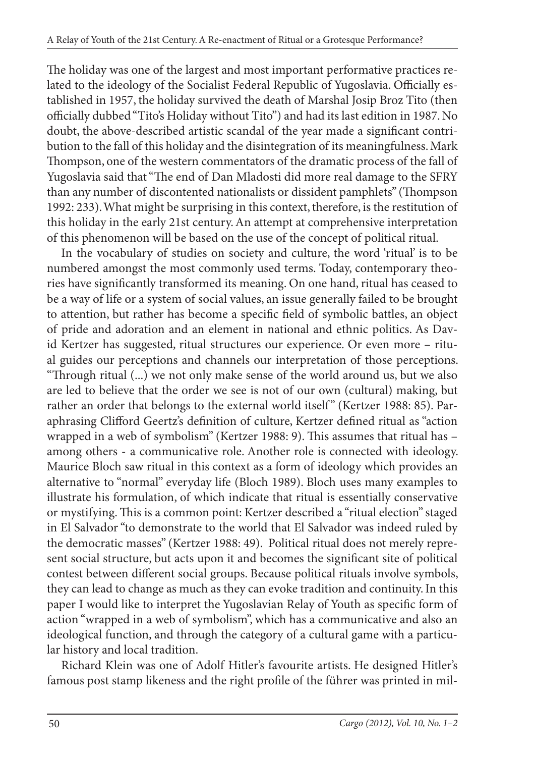The holiday was one of the largest and most important performative practices related to the ideology of the Socialist Federal Republic of Yugoslavia. Officially established in 1957, the holiday survived the death of Marshal Josip Broz Tito (then officially dubbed "Tito's Holiday without Tito") and had its last edition in 1987. No doubt, the above-described artistic scandal of the year made a significant contribution to the fall of this holiday and the disintegration of its meaningfulness. Mark Thompson, one of the western commentators of the dramatic process of the fall of Yugoslavia said that "The end of Dan Mladosti did more real damage to the SFRY than any number of discontented nationalists or dissident pamphlets" (Thompson 1992: 233). What might be surprising in this context, therefore, is the restitution of this holiday in the early 21st century. An attempt at comprehensive interpretation of this phenomenon will be based on the use of the concept of political ritual.

In the vocabulary of studies on society and culture, the word 'ritual' is to be numbered amongst the most commonly used terms. Today, contemporary theories have significantly transformed its meaning. On one hand, ritual has ceased to be a way of life or a system of social values, an issue generally failed to be brought to attention, but rather has become a specific field of symbolic battles, an object of pride and adoration and an element in national and ethnic politics. As David Kertzer has suggested, ritual structures our experience. Or even more – ritual guides our perceptions and channels our interpretation of those perceptions. "Through ritual (...) we not only make sense of the world around us, but we also are led to believe that the order we see is not of our own (cultural) making, but rather an order that belongs to the external world itself" (Kertzer 1988: 85). Paraphrasing Clifford Geertz's definition of culture, Kertzer defined ritual as "action wrapped in a web of symbolism" (Kertzer 1988: 9). This assumes that ritual has – among others - a communicative role. Another role is connected with ideology. Maurice Bloch saw ritual in this context as a form of ideology which provides an alternative to "normal" everyday life (Bloch 1989). Bloch uses many examples to illustrate his formulation, of which indicate that ritual is essentially conservative or mystifying. This is a common point: Kertzer described a "ritual election" staged in El Salvador "to demonstrate to the world that El Salvador was indeed ruled by the democratic masses" (Kertzer 1988: 49). Political ritual does not merely represent social structure, but acts upon it and becomes the significant site of political contest between different social groups. Because political rituals involve symbols, they can lead to change as much as they can evoke tradition and continuity. In this paper I would like to interpret the Yugoslavian Relay of Youth as specific form of action "wrapped in a web of symbolism", which has a communicative and also an ideological function, and through the category of a cultural game with a particular history and local tradition.

Richard Klein was one of Adolf Hitler's favourite artists. He designed Hitler's famous post stamp likeness and the right profile of the führer was printed in mil-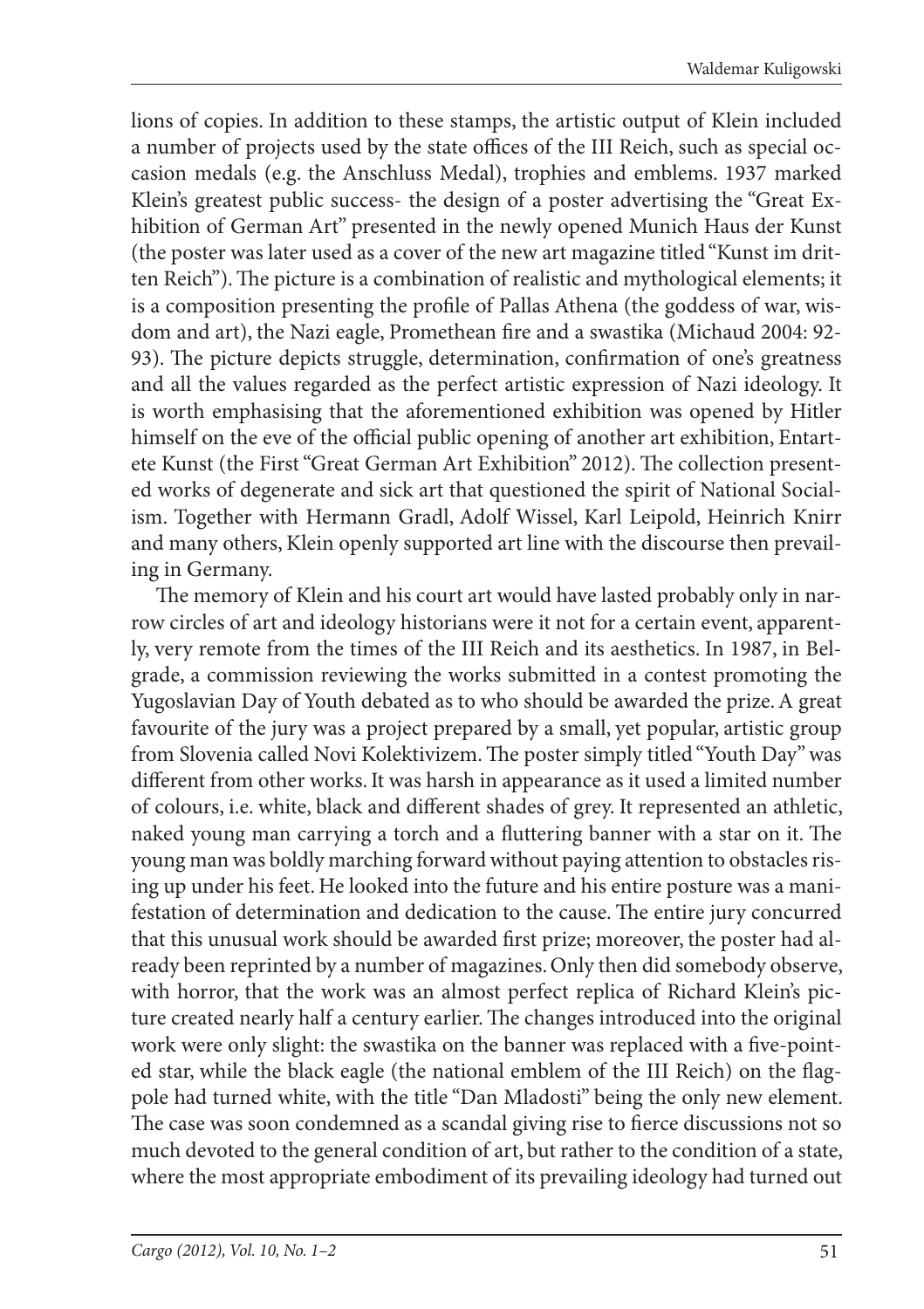lions of copies. In addition to these stamps, the artistic output of Klein included a number of projects used by the state offices of the III Reich, such as special occasion medals (e.g. the Anschluss Medal), trophies and emblems. 1937 marked Klein's greatest public success- the design of a poster advertising the "Great Exhibition of German Art" presented in the newly opened Munich Haus der Kunst (the poster was later used as a cover of the new art magazine titled "Kunst im dritten Reich"). The picture is a combination of realistic and mythological elements; it is a composition presenting the profile of Pallas Athena (the goddess of war, wisdom and art), the Nazi eagle, Promethean fire and a swastika (Michaud 2004: 92-93). The picture depicts struggle, determination, confirmation of one's greatness and all the values regarded as the perfect artistic expression of Nazi ideology. It is worth emphasising that the aforementioned exhibition was opened by Hitler himself on the eve of the official public opening of another art exhibition, Entartete Kunst (the First "Great German Art Exhibition" 2012). The collection presented works of degenerate and sick art that questioned the spirit of National Socialism. Together with Hermann Gradl, Adolf Wissel, Karl Leipold, Heinrich Knirr and many others, Klein openly supported art line with the discourse then prevailing in Germany.

The memory of Klein and his court art would have lasted probably only in narrow circles of art and ideology historians were it not for a certain event, apparently, very remote from the times of the III Reich and its aesthetics. In 1987, in Belgrade, a commission reviewing the works submitted in a contest promoting the Yugoslavian Day of Youth debated as to who should be awarded the prize. A great favourite of the jury was a project prepared by a small, yet popular, artistic group from Slovenia called Novi Kolektivizem. The poster simply titled "Youth Day" was different from other works. It was harsh in appearance as it used a limited number of colours, i.e. white, black and different shades of grey. It represented an athletic, naked young man carrying a torch and a fluttering banner with a star on it. The young man was boldly marching forward without paying attention to obstacles rising up under his feet. He looked into the future and his entire posture was a manifestation of determination and dedication to the cause. The entire jury concurred that this unusual work should be awarded first prize; moreover, the poster had already been reprinted by a number of magazines. Only then did somebody observe, with horror, that the work was an almost perfect replica of Richard Klein's picture created nearly half a century earlier. The changes introduced into the original work were only slight: the swastika on the banner was replaced with a five-pointed star, while the black eagle (the national emblem of the III Reich) on the flagpole had turned white, with the title "Dan Mladosti" being the only new element. The case was soon condemned as a scandal giving rise to fierce discussions not so much devoted to the general condition of art, but rather to the condition of a state, where the most appropriate embodiment of its prevailing ideology had turned out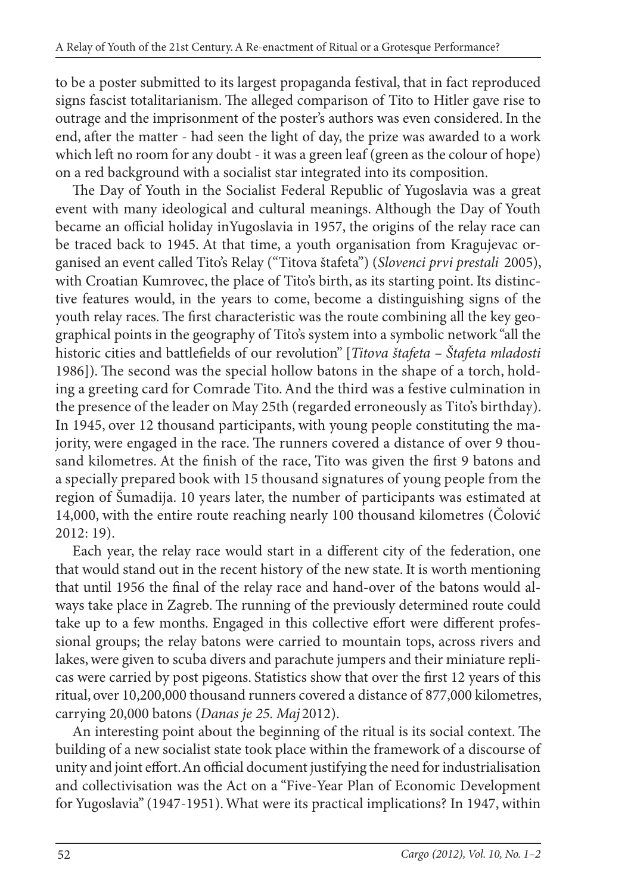to be a poster submitted to its largest propaganda festival, that in fact reproduced signs fascist totalitarianism. The alleged comparison of Tito to Hitler gave rise to outrage and the imprisonment of the poster's authors was even considered. In the end, after the matter - had seen the light of day, the prize was awarded to a work which left no room for any doubt - it was a green leaf (green as the colour of hope) on a red background with a socialist star integrated into its composition.

The Day of Youth in the Socialist Federal Republic of Yugoslavia was a great event with many ideological and cultural meanings. Although the Day of Youth became an official holiday inYugoslavia in 1957, the origins of the relay race can be traced back to 1945. At that time, a youth organisation from Kragujevac organised an event called Tito's Relay ("Titova štafeta") (*Slovenci prvi prestali* 2005), with Croatian Kumrovec, the place of Tito's birth, as its starting point. Its distinctive features would, in the years to come, become a distinguishing signs of the youth relay races. The first characteristic was the route combining all the key geographical points in the geography of Tito's system into a symbolic network "all the historic cities and battlefields of our revolution" [*Titova štafeta – Štafeta mladosti* 1986]). The second was the special hollow batons in the shape of a torch, holding a greeting card for Comrade Tito. And the third was a festive culmination in the presence of the leader on May 25th (regarded erroneously as Tito's birthday). In 1945, over 12 thousand participants, with young people constituting the majority, were engaged in the race. The runners covered a distance of over 9 thousand kilometres. At the finish of the race, Tito was given the first 9 batons and a specially prepared book with 15 thousand signatures of young people from the region of Šumadija. 10 years later, the number of participants was estimated at 14,000, with the entire route reaching nearly 100 thousand kilometres (Čolović 2012: 19).

Each year, the relay race would start in a different city of the federation, one that would stand out in the recent history of the new state. It is worth mentioning that until 1956 the final of the relay race and hand-over of the batons would always take place in Zagreb. The running of the previously determined route could take up to a few months. Engaged in this collective effort were different professional groups; the relay batons were carried to mountain tops, across rivers and lakes, were given to scuba divers and parachute jumpers and their miniature replicas were carried by post pigeons. Statistics show that over the first 12 years of this ritual, over 10,200,000 thousand runners covered a distance of 877,000 kilometres, carrying 20,000 batons (*Danas je 25. Maj* 2012).

An interesting point about the beginning of the ritual is its social context. The building of a new socialist state took place within the framework of a discourse of unity and joint effort. An official document justifying the need for industrialisation and collectivisation was the Act on a "Five-Year Plan of Economic Development for Yugoslavia" (1947-1951). What were its practical implications? In 1947, within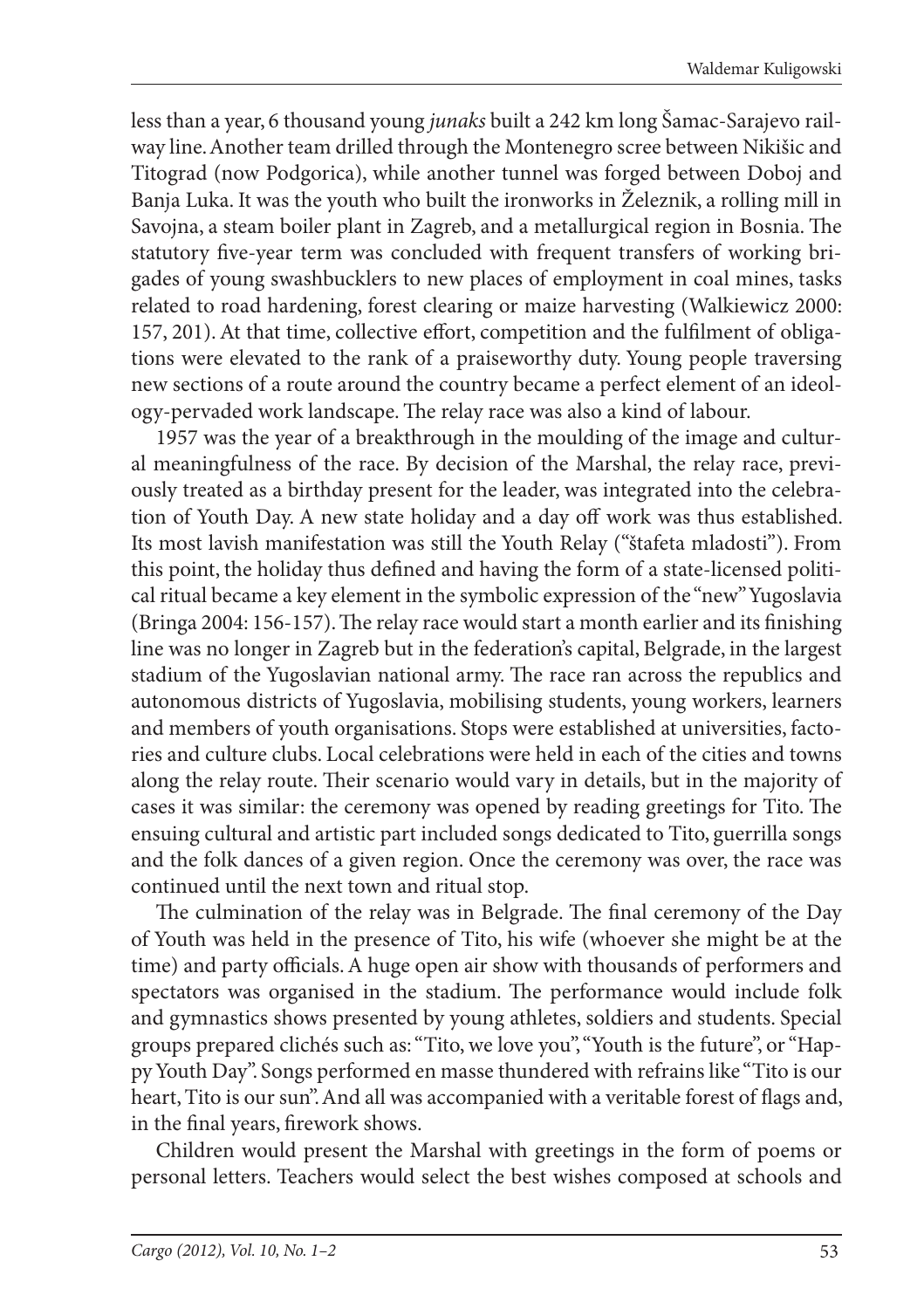less than a year, 6 thousand young *junaks* built a 242 km long Šamac-Sarajevo railway line. Another team drilled through the Montenegro scree between Nikišic and Titograd (now Podgorica), while another tunnel was forged between Doboj and Banja Luka. It was the youth who built the ironworks in Železnik, a rolling mill in Savojna, a steam boiler plant in Zagreb, and a metallurgical region in Bosnia. The statutory five-year term was concluded with frequent transfers of working brigades of young swashbucklers to new places of employment in coal mines, tasks related to road hardening, forest clearing or maize harvesting (Walkiewicz 2000: 157, 201). At that time, collective effort, competition and the fulfilment of obligations were elevated to the rank of a praiseworthy duty. Young people traversing new sections of a route around the country became a perfect element of an ideology-pervaded work landscape. The relay race was also a kind of labour.

1957 was the year of a breakthrough in the moulding of the image and cultural meaningfulness of the race. By decision of the Marshal, the relay race, previously treated as a birthday present for the leader, was integrated into the celebration of Youth Day. A new state holiday and a day off work was thus established. Its most lavish manifestation was still the Youth Relay ("štafeta mladosti"). From this point, the holiday thus defined and having the form of a state-licensed political ritual became a key element in the symbolic expression of the "new" Yugoslavia (Bringa 2004: 156-157). The relay race would start a month earlier and its finishing line was no longer in Zagreb but in the federation's capital, Belgrade, in the largest stadium of the Yugoslavian national army. The race ran across the republics and autonomous districts of Yugoslavia, mobilising students, young workers, learners and members of youth organisations. Stops were established at universities, factories and culture clubs. Local celebrations were held in each of the cities and towns along the relay route. Their scenario would vary in details, but in the majority of cases it was similar: the ceremony was opened by reading greetings for Tito. The ensuing cultural and artistic part included songs dedicated to Tito, guerrilla songs and the folk dances of a given region. Once the ceremony was over, the race was continued until the next town and ritual stop.

The culmination of the relay was in Belgrade. The final ceremony of the Day of Youth was held in the presence of Tito, his wife (whoever she might be at the time) and party officials. A huge open air show with thousands of performers and spectators was organised in the stadium. The performance would include folk and gymnastics shows presented by young athletes, soldiers and students. Special groups prepared clichés such as: "Tito, we love you", "Youth is the future", or "Happy Youth Day". Songs performed en masse thundered with refrains like "Tito is our heart, Tito is our sun". And all was accompanied with a veritable forest of flags and, in the final years, firework shows.

Children would present the Marshal with greetings in the form of poems or personal letters. Teachers would select the best wishes composed at schools and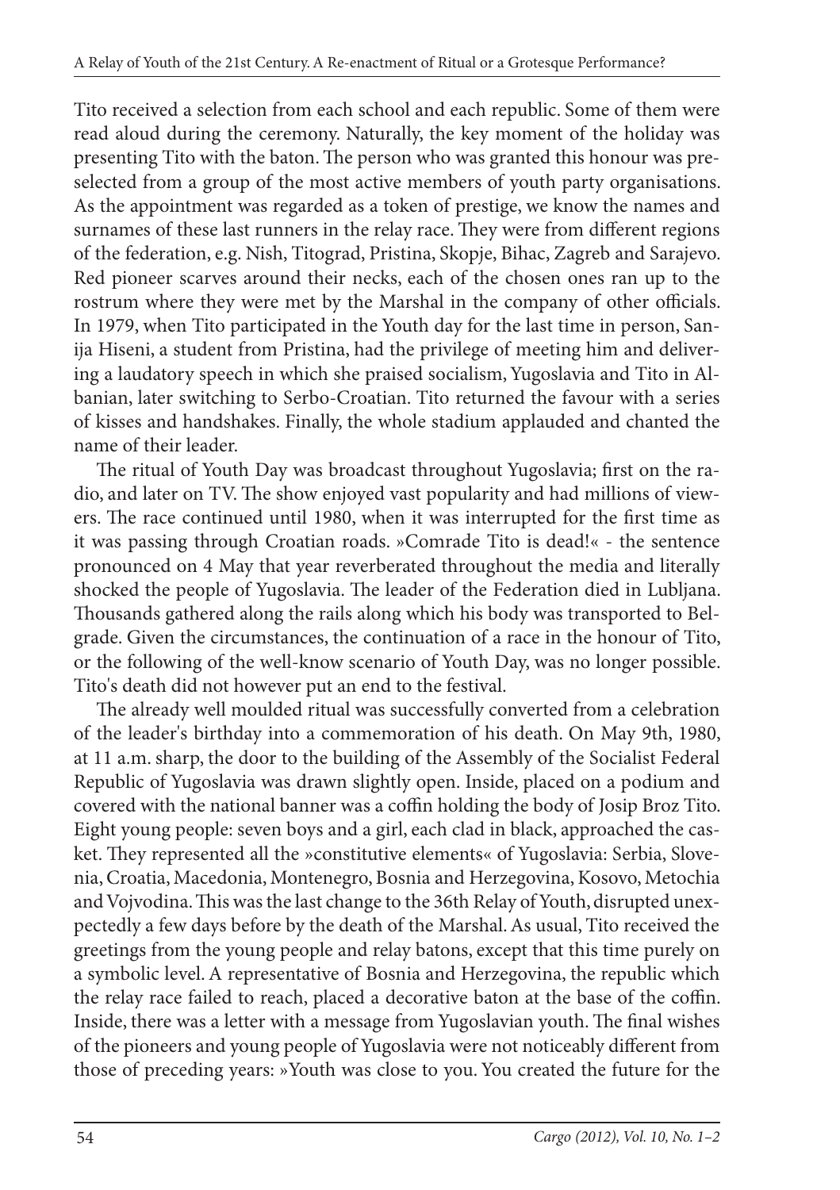Tito received a selection from each school and each republic. Some of them were read aloud during the ceremony. Naturally, the key moment of the holiday was presenting Tito with the baton. The person who was granted this honour was preselected from a group of the most active members of youth party organisations. As the appointment was regarded as a token of prestige, we know the names and surnames of these last runners in the relay race. They were from different regions of the federation, e.g. Nish, Titograd, Pristina, Skopje, Bihac, Zagreb and Sarajevo. Red pioneer scarves around their necks, each of the chosen ones ran up to the rostrum where they were met by the Marshal in the company of other officials. In 1979, when Tito participated in the Youth day for the last time in person, Sanija Hiseni, a student from Pristina, had the privilege of meeting him and delivering a laudatory speech in which she praised socialism, Yugoslavia and Tito in Albanian, later switching to Serbo-Croatian. Tito returned the favour with a series of kisses and handshakes. Finally, the whole stadium applauded and chanted the name of their leader.

The ritual of Youth Day was broadcast throughout Yugoslavia; first on the radio, and later on TV. The show enjoyed vast popularity and had millions of viewers. The race continued until 1980, when it was interrupted for the first time as it was passing through Croatian roads. »Comrade Tito is dead!« - the sentence pronounced on 4 May that year reverberated throughout the media and literally shocked the people of Yugoslavia. The leader of the Federation died in Lubljana. Thousands gathered along the rails along which his body was transported to Belgrade. Given the circumstances, the continuation of a race in the honour of Tito, or the following of the well-know scenario of Youth Day, was no longer possible. Tito's death did not however put an end to the festival.

The already well moulded ritual was successfully converted from a celebration of the leader's birthday into a commemoration of his death. On May 9th, 1980, at 11 a.m. sharp, the door to the building of the Assembly of the Socialist Federal Republic of Yugoslavia was drawn slightly open. Inside, placed on a podium and covered with the national banner was a coffin holding the body of Josip Broz Tito. Eight young people: seven boys and a girl, each clad in black, approached the casket. They represented all the »constitutive elements« of Yugoslavia: Serbia, Slovenia, Croatia, Macedonia, Montenegro, Bosnia and Herzegovina, Kosovo, Metochia and Vojvodina. This was the last change to the 36th Relay of Youth, disrupted unexpectedly a few days before by the death of the Marshal. As usual, Tito received the greetings from the young people and relay batons, except that this time purely on a symbolic level. A representative of Bosnia and Herzegovina, the republic which the relay race failed to reach, placed a decorative baton at the base of the coffin. Inside, there was a letter with a message from Yugoslavian youth. The final wishes of the pioneers and young people of Yugoslavia were not noticeably different from those of preceding years: »Youth was close to you. You created the future for the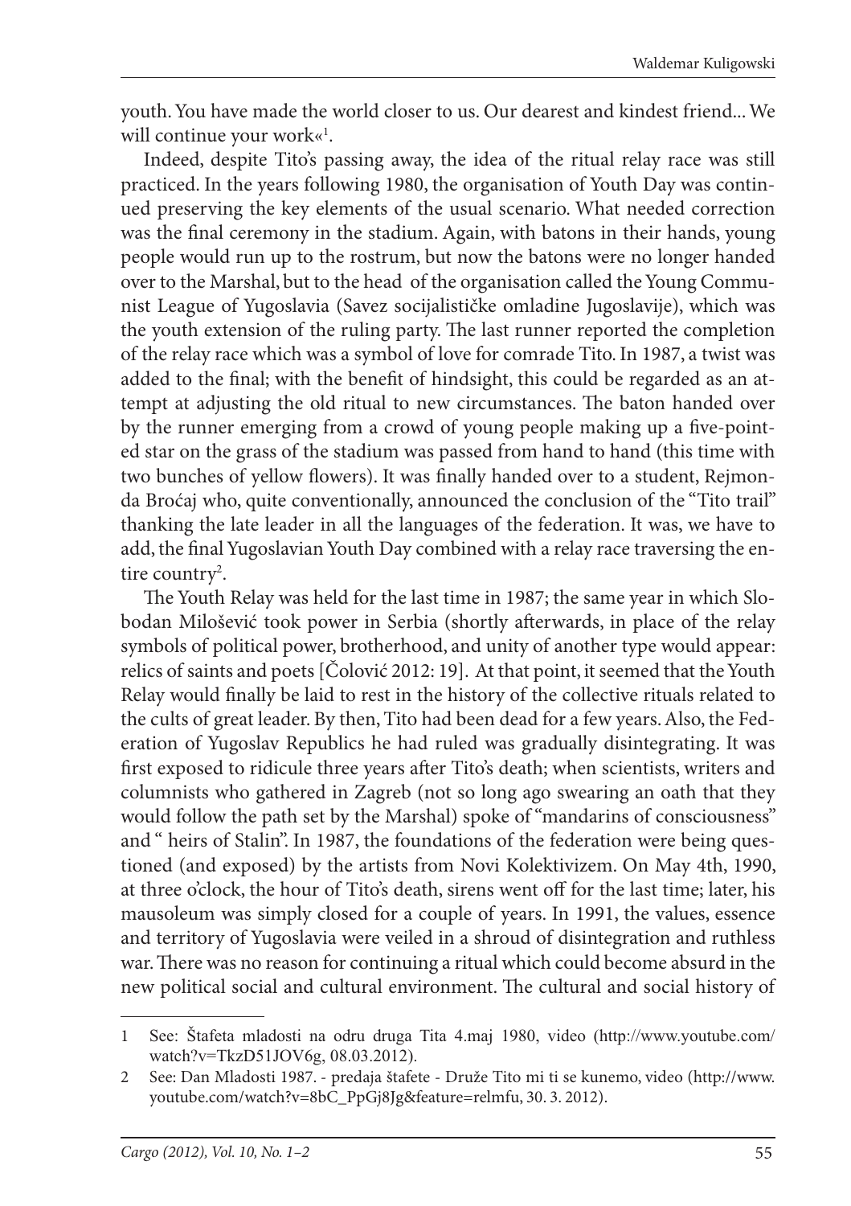youth. You have made the world closer to us. Our dearest and kindest friend... We will continue your work«[1].

Indeed, despite Tito's passing away, the idea of the ritual relay race was still practiced. In the years following 1980, the organisation of Youth Day was continued preserving the key elements of the usual scenario. What needed correction was the final ceremony in the stadium. Again, with batons in their hands, young people would run up to the rostrum, but now the batons were no longer handed over to the Marshal, but to the head of the organisation called the Young Communist League of Yugoslavia (Savez socijalističke omladine Jugoslavije), which was the youth extension of the ruling party. The last runner reported the completion of the relay race which was a symbol of love for comrade Tito. In 1987, a twist was added to the final; with the benefit of hindsight, this could be regarded as an attempt at adjusting the old ritual to new circumstances. The baton handed over by the runner emerging from a crowd of young people making up a five-pointed star on the grass of the stadium was passed from hand to hand (this time with two bunches of yellow flowers). It was finally handed over to a student, Rejmonda Broćaj who, quite conventionally, announced the conclusion of the "Tito trail" thanking the late leader in all the languages of the federation. It was, we have to add, the final Yugoslavian Youth Day combined with a relay race traversing the entire country[2].

The Youth Relay was held for the last time in 1987; the same year in which Slobodan Milošević took power in Serbia (shortly afterwards, in place of the relay symbols of political power, brotherhood, and unity of another type would appear: relics of saints and poets [Čolović 2012: 19]. At that point, it seemed that the Youth Relay would finally be laid to rest in the history of the collective rituals related to the cults of great leader. By then, Tito had been dead for a few years. Also, the Federation of Yugoslav Republics he had ruled was gradually disintegrating. It was first exposed to ridicule three years after Tito's death; when scientists, writers and columnists who gathered in Zagreb (not so long ago swearing an oath that they would follow the path set by the Marshal) spoke of "mandarins of consciousness" and " heirs of Stalin". In 1987, the foundations of the federation were being questioned (and exposed) by the artists from Novi Kolektivizem. On May 4th, 1990, at three o'clock, the hour of Tito's death, sirens went off for the last time; later, his mausoleum was simply closed for a couple of years. In 1991, the values, essence and territory of Yugoslavia were veiled in a shroud of disintegration and ruthless war. There was no reason for continuing a ritual which could become absurd in the new political social and cultural environment. The cultural and social history of

---

1 See: Štafeta mladosti na odru druga Tita 4.maj 1980, video (http://www.youtube.com/watch?v=TkzD51JOV6g, 08.03.2012).

2 See: Dan Mladosti 1987. - predaja štafete - Druže Tito mi ti se kunemo, video (http://www.youtube.com/watch?v=8bC_PpGj8Jg&feature=relmfu, 30. 3. 2012).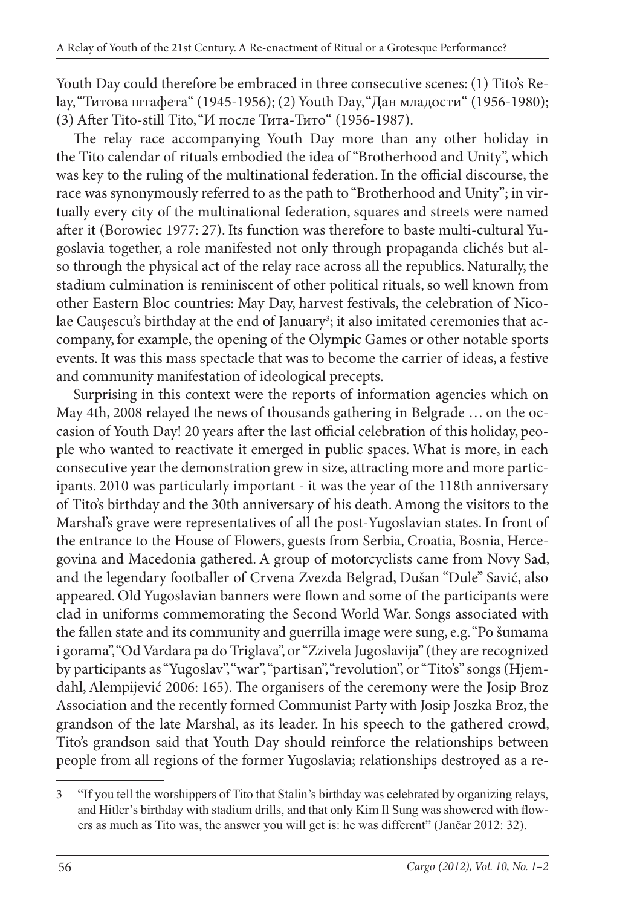Youth Day could therefore be embraced in three consecutive scenes: (1) Tito's Relay, "Титова штафета" (1945-1956); (2) Youth Day, "Дан младости" (1956-1980); (3) After Tito-still Tito, "И после Тита-Тито" (1956-1987).

The relay race accompanying Youth Day more than any other holiday in the Tito calendar of rituals embodied the idea of "Brotherhood and Unity", which was key to the ruling of the multinational federation. In the official discourse, the race was synonymously referred to as the path to "Brotherhood and Unity"; in virtually every city of the multinational federation, squares and streets were named after it (Borowiec 1977: 27). Its function was therefore to baste multi-cultural Yugoslavia together, a role manifested not only through propaganda clichés but also through the physical act of the relay race across all the republics. Naturally, the stadium culmination is reminiscent of other political rituals, so well known from other Eastern Bloc countries: May Day, harvest festivals, the celebration of Nicolae Caușescu's birthday at the end of January[3]; it also imitated ceremonies that accompany, for example, the opening of the Olympic Games or other notable sports events. It was this mass spectacle that was to become the carrier of ideas, a festive and community manifestation of ideological precepts.

Surprising in this context were the reports of information agencies which on May 4th, 2008 relayed the news of thousands gathering in Belgrade … on the occasion of Youth Day! 20 years after the last official celebration of this holiday, people who wanted to reactivate it emerged in public spaces. What is more, in each consecutive year the demonstration grew in size, attracting more and more participants. 2010 was particularly important - it was the year of the 118th anniversary of Tito's birthday and the 30th anniversary of his death. Among the visitors to the Marshal's grave were representatives of all the post-Yugoslavian states. In front of the entrance to the House of Flowers, guests from Serbia, Croatia, Bosnia, Hercegovina and Macedonia gathered. A group of motorcyclists came from Novy Sad, and the legendary footballer of Crvena Zvezda Belgrad, Dušan "Dule" Savić, also appeared. Old Yugoslavian banners were flown and some of the participants were clad in uniforms commemorating the Second World War. Songs associated with the fallen state and its community and guerrilla image were sung, e.g. "Po šumama i gorama", "Od Vardara pa do Triglava", or "Zzivela Jugoslavija" (they are recognized by participants as "Yugoslav", "war", "partisan", "revolution", or "Tito's" songs (Hjemdahl, Alempijević 2006: 165). The organisers of the ceremony were the Josip Broz Association and the recently formed Communist Party with Josip Joszka Broz, the grandson of the late Marshal, as its leader. In his speech to the gathered crowd, Tito's grandson said that Youth Day should reinforce the relationships between people from all regions of the former Yugoslavia; relationships destroyed as a re-

---

3 "If you tell the worshippers of Tito that Stalin's birthday was celebrated by organizing relays, and Hitler's birthday with stadium drills, and that only Kim Il Sung was showered with flowers as much as Tito was, the answer you will get is: he was different" (Jančar 2012: 32).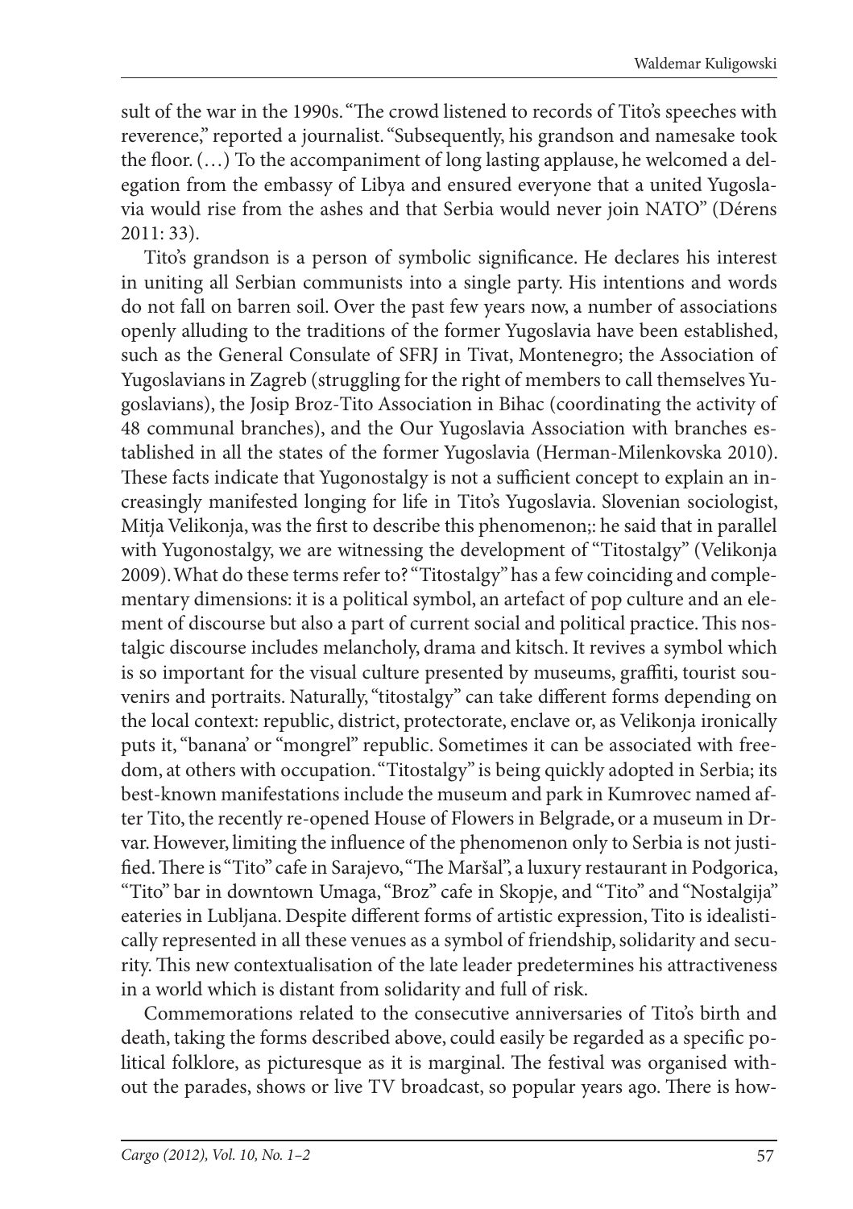sult of the war in the 1990s. "The crowd listened to records of Tito's speeches with reverence," reported a journalist. "Subsequently, his grandson and namesake took the floor. (…) To the accompaniment of long lasting applause, he welcomed a delegation from the embassy of Libya and ensured everyone that a united Yugoslavia would rise from the ashes and that Serbia would never join NATO" (Dérens 2011: 33).

Tito's grandson is a person of symbolic significance. He declares his interest in uniting all Serbian communists into a single party. His intentions and words do not fall on barren soil. Over the past few years now, a number of associations openly alluding to the traditions of the former Yugoslavia have been established, such as the General Consulate of SFRJ in Tivat, Montenegro; the Association of Yugoslavians in Zagreb (struggling for the right of members to call themselves Yugoslavians), the Josip Broz-Tito Association in Bihac (coordinating the activity of 48 communal branches), and the Our Yugoslavia Association with branches established in all the states of the former Yugoslavia (Herman-Milenkovska 2010). These facts indicate that Yugonostalgy is not a sufficient concept to explain an increasingly manifested longing for life in Tito's Yugoslavia. Slovenian sociologist, Mitja Velikonja, was the first to describe this phenomenon;: he said that in parallel with Yugonostalgy, we are witnessing the development of "Titostalgy" (Velikonja 2009). What do these terms refer to? "Titostalgy" has a few coinciding and complementary dimensions: it is a political symbol, an artefact of pop culture and an element of discourse but also a part of current social and political practice. This nostalgic discourse includes melancholy, drama and kitsch. It revives a symbol which is so important for the visual culture presented by museums, graffiti, tourist souvenirs and portraits. Naturally, "titostalgy" can take different forms depending on the local context: republic, district, protectorate, enclave or, as Velikonja ironically puts it, "banana' or "mongrel" republic. Sometimes it can be associated with freedom, at others with occupation. "Titostalgy" is being quickly adopted in Serbia; its best-known manifestations include the museum and park in Kumrovec named after Tito, the recently re-opened House of Flowers in Belgrade, or a museum in Drvar. However, limiting the influence of the phenomenon only to Serbia is not justified. There is "Tito" cafe in Sarajevo, "The Maršal", a luxury restaurant in Podgorica, "Tito" bar in downtown Umaga, "Broz" cafe in Skopje, and "Tito" and "Nostalgija" eateries in Lubljana. Despite different forms of artistic expression, Tito is idealistically represented in all these venues as a symbol of friendship, solidarity and security. This new contextualisation of the late leader predetermines his attractiveness in a world which is distant from solidarity and full of risk.

Commemorations related to the consecutive anniversaries of Tito's birth and death, taking the forms described above, could easily be regarded as a specific political folklore, as picturesque as it is marginal. The festival was organised without the parades, shows or live TV broadcast, so popular years ago. There is how-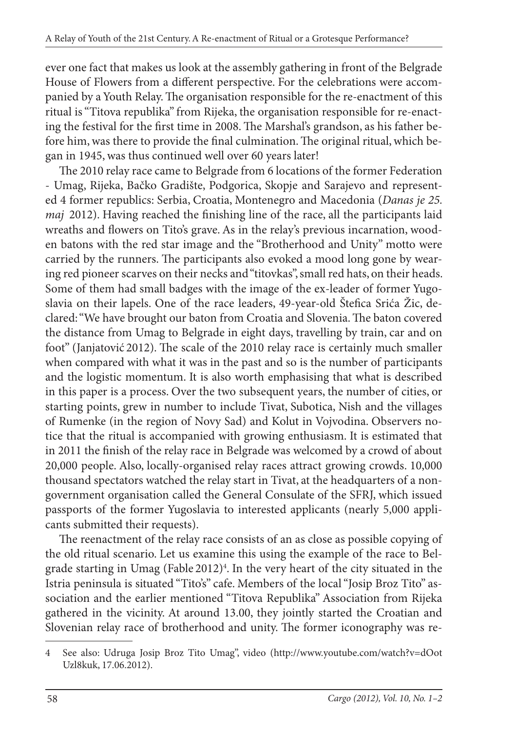ever one fact that makes us look at the assembly gathering in front of the Belgrade House of Flowers from a different perspective. For the celebrations were accompanied by a Youth Relay. The organisation responsible for the re-enactment of this ritual is "Titova republika" from Rijeka, the organisation responsible for re-enacting the festival for the first time in 2008. The Marshal's grandson, as his father before him, was there to provide the final culmination. The original ritual, which began in 1945, was thus continued well over 60 years later!

The 2010 relay race came to Belgrade from 6 locations of the former Federation - Umag, Rijeka, Bačko Gradište, Podgorica, Skopje and Sarajevo and represented 4 former republics: Serbia, Croatia, Montenegro and Macedonia (*Danas je 25. maj* 2012). Having reached the finishing line of the race, all the participants laid wreaths and flowers on Tito's grave. As in the relay's previous incarnation, wooden batons with the red star image and the "Brotherhood and Unity" motto were carried by the runners. The participants also evoked a mood long gone by wearing red pioneer scarves on their necks and "titovkas", small red hats, on their heads. Some of them had small badges with the image of the ex-leader of former Yugoslavia on their lapels. One of the race leaders, 49-year-old Štefica Srića Žic, declared: "We have brought our baton from Croatia and Slovenia. The baton covered the distance from Umag to Belgrade in eight days, travelling by train, car and on foot" (Janjatović 2012). The scale of the 2010 relay race is certainly much smaller when compared with what it was in the past and so is the number of participants and the logistic momentum. It is also worth emphasising that what is described in this paper is a process. Over the two subsequent years, the number of cities, or starting points, grew in number to include Tivat, Subotica, Nish and the villages of Rumenke (in the region of Novy Sad) and Kolut in Vojvodina. Observers notice that the ritual is accompanied with growing enthusiasm. It is estimated that in 2011 the finish of the relay race in Belgrade was welcomed by a crowd of about 20,000 people. Also, locally-organised relay races attract growing crowds. 10,000 thousand spectators watched the relay start in Tivat, at the headquarters of a non-government organisation called the General Consulate of the SFRJ, which issued passports of the former Yugoslavia to interested applicants (nearly 5,000 applicants submitted their requests).

The reenactment of the relay race consists of an as close as possible copying of the old ritual scenario. Let us examine this using the example of the race to Belgrade starting in Umag (Fable 2012)[4]. In the very heart of the city situated in the Istria peninsula is situated "Tito's" cafe. Members of the local "Josip Broz Tito" association and the earlier mentioned "Titova Republika" Association from Rijeka gathered in the vicinity. At around 13.00, they jointly started the Croatian and Slovenian relay race of brotherhood and unity. The former iconography was re-

---

4 See also: Udruga Josip Broz Tito Umag", video (http://www.youtube.com/watch?v=dOot Uzl8kuk, 17.06.2012).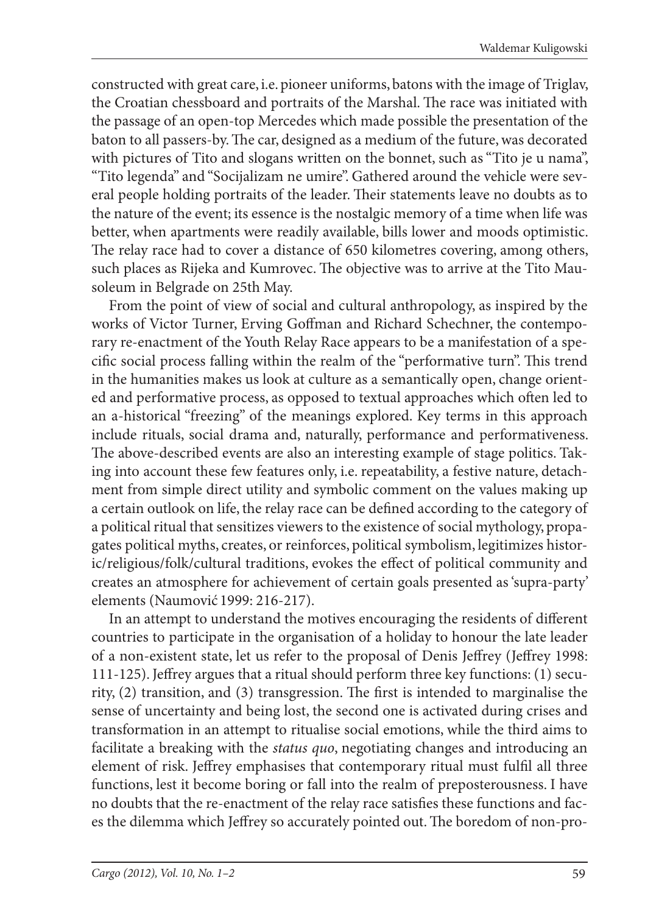constructed with great care, i.e. pioneer uniforms, batons with the image of Triglav, the Croatian chessboard and portraits of the Marshal. The race was initiated with the passage of an open-top Mercedes which made possible the presentation of the baton to all passers-by. The car, designed as a medium of the future, was decorated with pictures of Tito and slogans written on the bonnet, such as "Tito je u nama", "Tito legenda" and "Socijalizam ne umire". Gathered around the vehicle were several people holding portraits of the leader. Their statements leave no doubts as to the nature of the event; its essence is the nostalgic memory of a time when life was better, when apartments were readily available, bills lower and moods optimistic. The relay race had to cover a distance of 650 kilometres covering, among others, such places as Rijeka and Kumrovec. The objective was to arrive at the Tito Mausoleum in Belgrade on 25th May.

From the point of view of social and cultural anthropology, as inspired by the works of Victor Turner, Erving Goffman and Richard Schechner, the contemporary re-enactment of the Youth Relay Race appears to be a manifestation of a specific social process falling within the realm of the "performative turn". This trend in the humanities makes us look at culture as a semantically open, change oriented and performative process, as opposed to textual approaches which often led to an a-historical "freezing" of the meanings explored. Key terms in this approach include rituals, social drama and, naturally, performance and performativeness. The above-described events are also an interesting example of stage politics. Taking into account these few features only, i.e. repeatability, a festive nature, detachment from simple direct utility and symbolic comment on the values making up a certain outlook on life, the relay race can be defined according to the category of a political ritual that sensitizes viewers to the existence of social mythology, propagates political myths, creates, or reinforces, political symbolism, legitimizes historic/religious/folk/cultural traditions, evokes the effect of political community and creates an atmosphere for achievement of certain goals presented as 'supra-party' elements (Naumović 1999: 216-217).

In an attempt to understand the motives encouraging the residents of different countries to participate in the organisation of a holiday to honour the late leader of a non-existent state, let us refer to the proposal of Denis Jeffrey (Jeffrey 1998: 111-125). Jeffrey argues that a ritual should perform three key functions: (1) security, (2) transition, and (3) transgression. The first is intended to marginalise the sense of uncertainty and being lost, the second one is activated during crises and transformation in an attempt to ritualise social emotions, while the third aims to facilitate a breaking with the *status quo*, negotiating changes and introducing an element of risk. Jeffrey emphasises that contemporary ritual must fulfil all three functions, lest it become boring or fall into the realm of preposterousness. I have no doubts that the re-enactment of the relay race satisfies these functions and faces the dilemma which Jeffrey so accurately pointed out. The boredom of non-pro-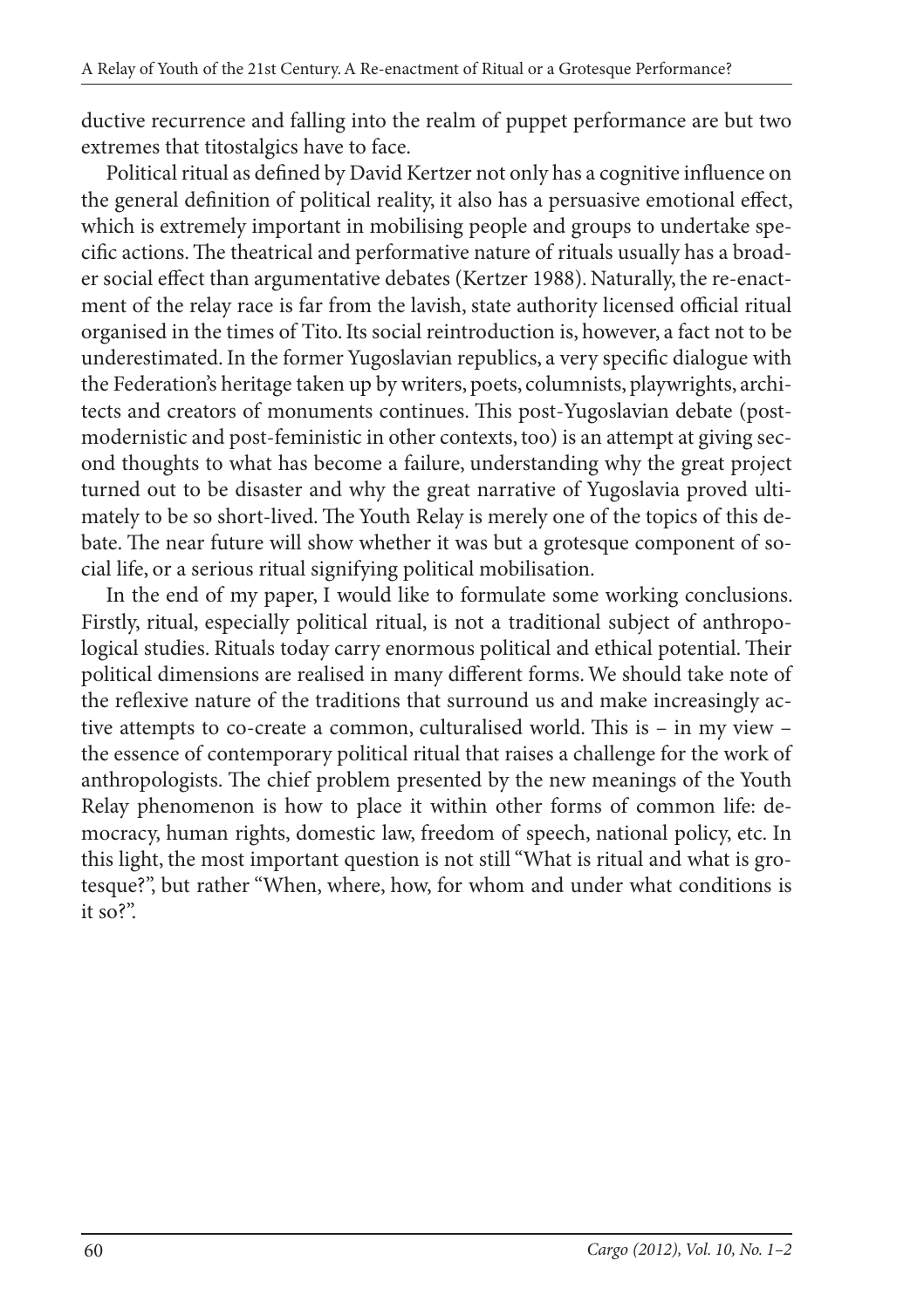ductive recurrence and falling into the realm of puppet performance are but two extremes that titostalgics have to face.

Political ritual as defined by David Kertzer not only has a cognitive influence on the general definition of political reality, it also has a persuasive emotional effect, which is extremely important in mobilising people and groups to undertake specific actions. The theatrical and performative nature of rituals usually has a broader social effect than argumentative debates (Kertzer 1988). Naturally, the re-enactment of the relay race is far from the lavish, state authority licensed official ritual organised in the times of Tito. Its social reintroduction is, however, a fact not to be underestimated. In the former Yugoslavian republics, a very specific dialogue with the Federation's heritage taken up by writers, poets, columnists, playwrights, architects and creators of monuments continues. This post-Yugoslavian debate (postmodernistic and post-feministic in other contexts, too) is an attempt at giving second thoughts to what has become a failure, understanding why the great project turned out to be disaster and why the great narrative of Yugoslavia proved ultimately to be so short-lived. The Youth Relay is merely one of the topics of this debate. The near future will show whether it was but a grotesque component of social life, or a serious ritual signifying political mobilisation.

In the end of my paper, I would like to formulate some working conclusions. Firstly, ritual, especially political ritual, is not a traditional subject of anthropological studies. Rituals today carry enormous political and ethical potential. Their political dimensions are realised in many different forms. We should take note of the reflexive nature of the traditions that surround us and make increasingly active attempts to co-create a common, culturalised world. This is – in my view – the essence of contemporary political ritual that raises a challenge for the work of anthropologists. The chief problem presented by the new meanings of the Youth Relay phenomenon is how to place it within other forms of common life: democracy, human rights, domestic law, freedom of speech, national policy, etc. In this light, the most important question is not still "What is ritual and what is grotesque?", but rather "When, where, how, for whom and under what conditions is it so?".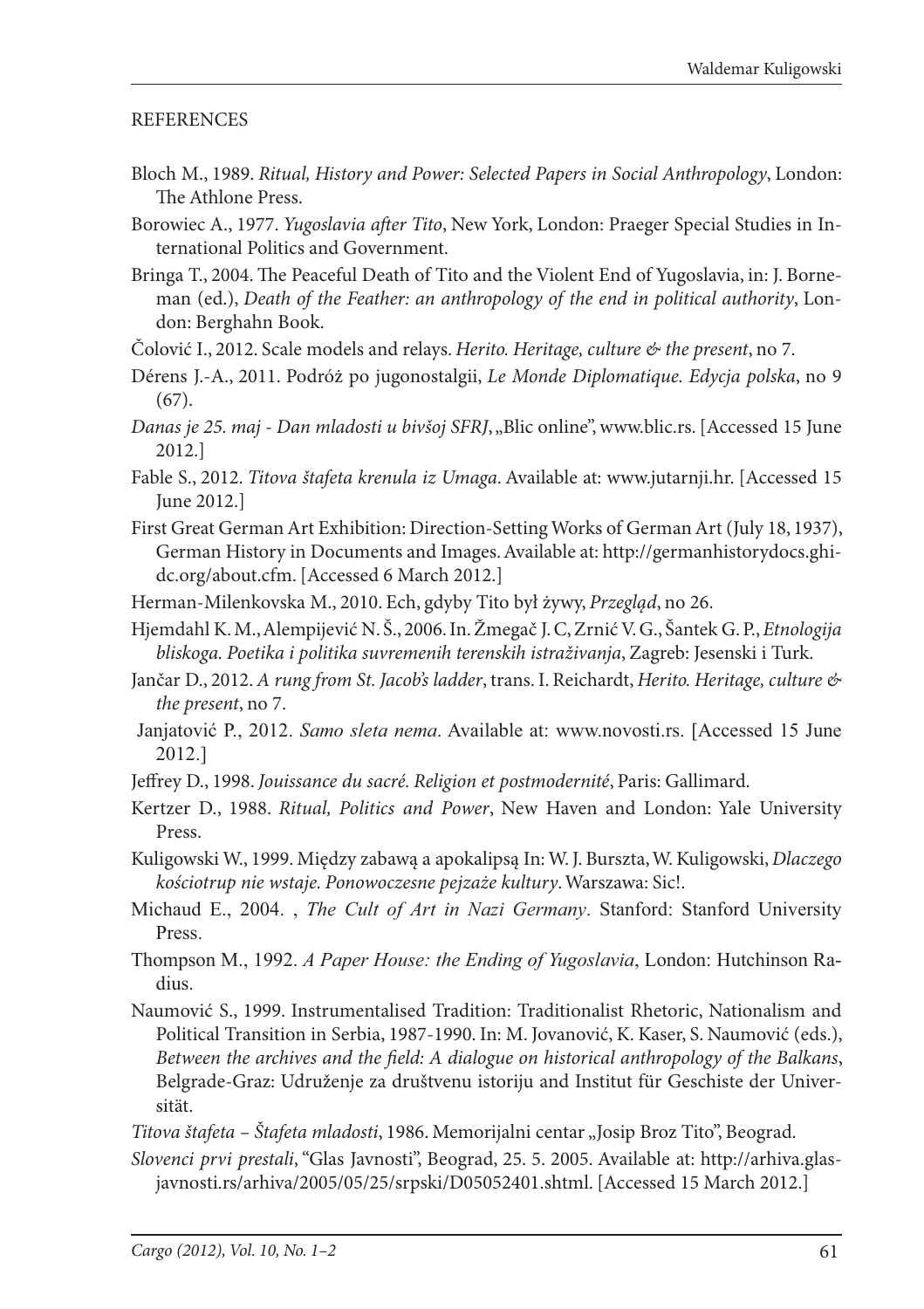## REFERENCES

Bloch M., 1989. *Ritual, History and Power: Selected Papers in Social Anthropology*, London: The Athlone Press.

Borowiec A., 1977. *Yugoslavia after Tito*, New York, London: Praeger Special Studies in International Politics and Government.

Bringa T., 2004. The Peaceful Death of Tito and the Violent End of Yugoslavia, in: J. Borneman (ed.), *Death of the Feather: an anthropology of the end in political authority*, London: Berghahn Book.

Čolović I., 2012. Scale models and relays. *Herito. Heritage, culture & the present*, no 7.

Dérens J.-A., 2011. Podróż po jugonostalgii, *Le Monde Diplomatique. Edycja polska*, no 9 (67).

*Danas je 25. maj - Dan mladosti u bivšoj SFRJ*, „Blic online", www.blic.rs. [Accessed 15 June 2012.]

Fable S., 2012. *Titova štafeta krenula iz Umaga*. Available at: www.jutarnji.hr. [Accessed 15 June 2012.]

First Great German Art Exhibition: Direction-Setting Works of German Art (July 18, 1937), German History in Documents and Images. Available at: http://germanhistorydocs.ghi-dc.org/about.cfm. [Accessed 6 March 2012.]

Herman-Milenkovska M., 2010. Ech, gdyby Tito był żywy, *Przegląd*, no 26.

Hjemdahl K. M., Alempijević N. Š., 2006. In. Žmegač J. C, Zrnić V. G., Šantek G. P., *Etnologija bliskoga. Poetika i politika suvremenih terenskih istraživanja*, Zagreb: Jesenski i Turk.

Jančar D., 2012. *A rung from St. Jacob's ladder*, trans. I. Reichardt, *Herito. Heritage, culture & the present*, no 7.

Janjatović P., 2012. *Samo sleta nema*. Available at: www.novosti.rs. [Accessed 15 June 2012.]

Jeffrey D., 1998. *Jouissance du sacré. Religion et postmodernité*, Paris: Gallimard.

Kertzer D., 1988. *Ritual, Politics and Power*, New Haven and London: Yale University Press.

Kuligowski W., 1999. Między zabawą a apokalipsą In: W. J. Burszta, W. Kuligowski, *Dlaczego kościotrup nie wstaje. Ponowoczesne pejzaże kultury*. Warszawa: Sic!.

Michaud E., 2004. , *The Cult of Art in Nazi Germany*. Stanford: Stanford University Press.

Thompson M., 1992. *A Paper House: the Ending of Yugoslavia*, London: Hutchinson Radius.

Naumović S., 1999. Instrumentalised Tradition: Traditionalist Rhetoric, Nationalism and Political Transition in Serbia, 1987-1990. In: M. Jovanović, K. Kaser, S. Naumović (eds.), *Between the archives and the field: A dialogue on historical anthropology of the Balkans*, Belgrade-Graz: Udruženje za društvenu istoriju and Institut für Geschiste der Universität.

*Titova štafeta – Štafeta mladosti*, 1986. Memorijalni centar „Josip Broz Tito", Beograd.

*Slovenci prvi prestali*, "Glas Javnosti", Beograd, 25. 5. 2005. Available at: http://arhiva.glas-javnosti.rs/arhiva/2005/05/25/srpski/D05052401.shtml. [Accessed 15 March 2012.]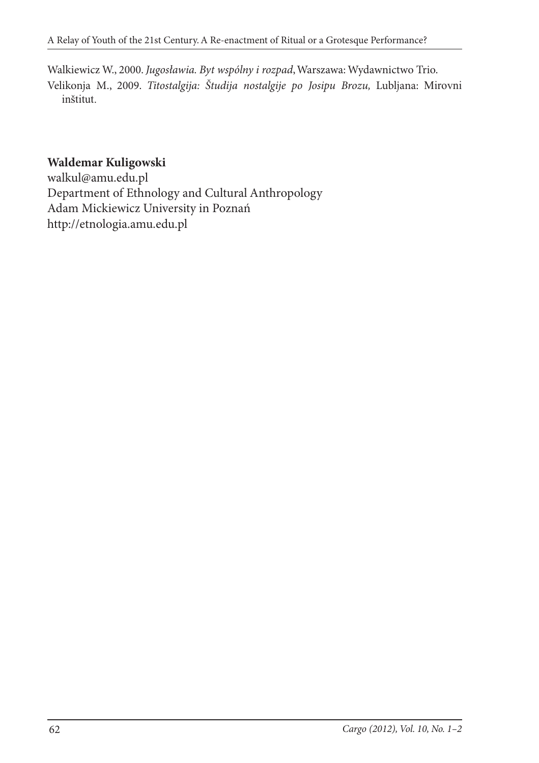Walkiewicz W., 2000. *Jugosławia. Byt wspólny i rozpad*, Warszawa: Wydawnictwo Trio.

Velikonja M., 2009. *Titostalgija: Študija nostalgije po Josipu Brozu,* Lubljana: Mirovni inštitut.

**Waldemar Kuligowski**
walkul@amu.edu.pl
Department of Ethnology and Cultural Anthropology
Adam Mickiewicz University in Poznań
http://etnologia.amu.edu.pl